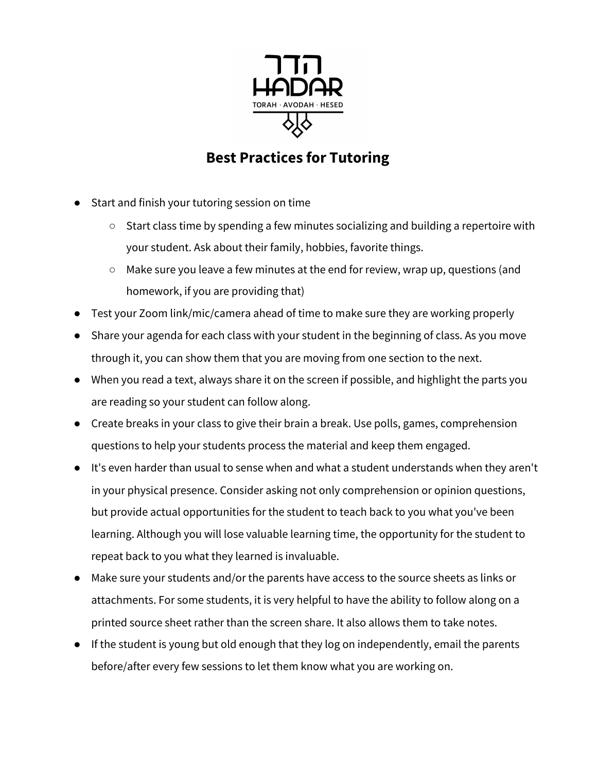הדר
HADAR
TORAH · AVODAH · HESED

## Best Practices for Tutoring

- Start and finish your tutoring session on time
    - Start class time by spending a few minutes socializing and building a repertoire with your student. Ask about their family, hobbies, favorite things.
    - Make sure you leave a few minutes at the end for review, wrap up, questions (and homework, if you are providing that)
- Test your Zoom link/mic/camera ahead of time to make sure they are working properly
- Share your agenda for each class with your student in the beginning of class. As you move through it, you can show them that you are moving from one section to the next.
- When you read a text, always share it on the screen if possible, and highlight the parts you are reading so your student can follow along.
- Create breaks in your class to give their brain a break. Use polls, games, comprehension questions to help your students process the material and keep them engaged.
- It's even harder than usual to sense when and what a student understands when they aren't in your physical presence. Consider asking not only comprehension or opinion questions, but provide actual opportunities for the student to teach back to you what you've been learning. Although you will lose valuable learning time, the opportunity for the student to repeat back to you what they learned is invaluable.
- Make sure your students and/or the parents have access to the source sheets as links or attachments. For some students, it is very helpful to have the ability to follow along on a printed source sheet rather than the screen share. It also allows them to take notes.
- If the student is young but old enough that they log on independently, email the parents before/after every few sessions to let them know what you are working on.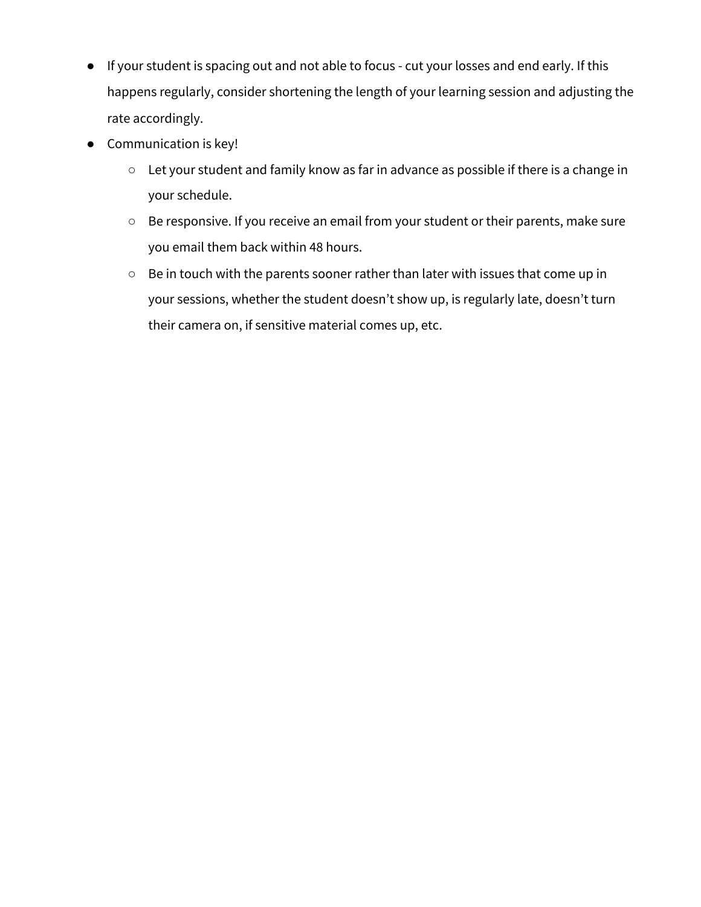- If your student is spacing out and not able to focus - cut your losses and end early. If this happens regularly, consider shortening the length of your learning session and adjusting the rate accordingly.
- Communication is key!
  - Let your student and family know as far in advance as possible if there is a change in your schedule.
  - Be responsive. If you receive an email from your student or their parents, make sure you email them back within 48 hours.
  - Be in touch with the parents sooner rather than later with issues that come up in your sessions, whether the student doesn't show up, is regularly late, doesn't turn their camera on, if sensitive material comes up, etc.